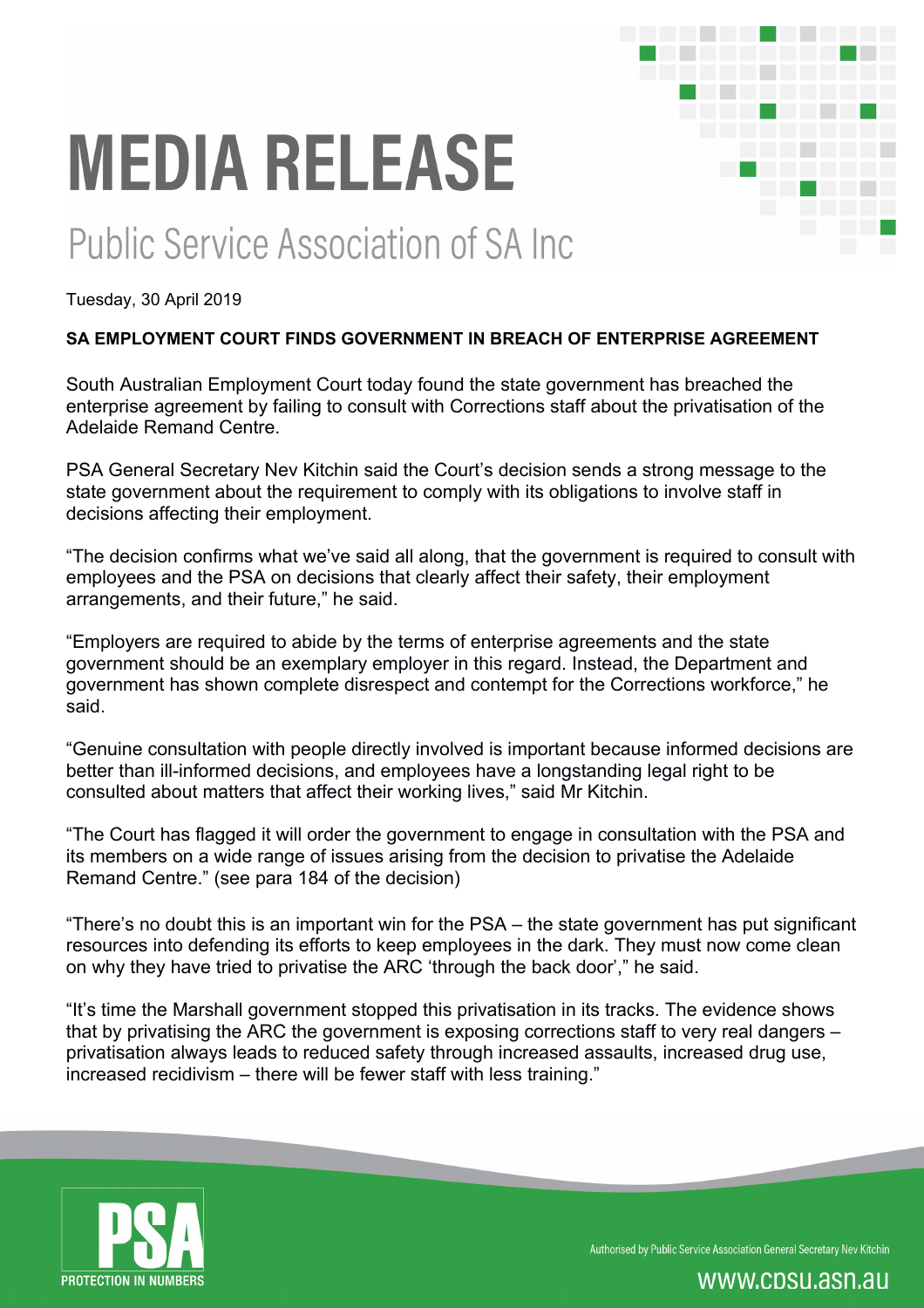# MEDIA RELEASE

## Public Service Association of SA Inc

Tuesday, 30 April 2019

**SA EMPLOYMENT COURT FINDS GOVERNMENT IN BREACH OF ENTERPRISE AGREEMENT**

South Australian Employment Court today found the state government has breached the enterprise agreement by failing to consult with Corrections staff about the privatisation of the Adelaide Remand Centre.

PSA General Secretary Nev Kitchin said the Court's decision sends a strong message to the state government about the requirement to comply with its obligations to involve staff in decisions affecting their employment.

"The decision confirms what we've said all along, that the government is required to consult with employees and the PSA on decisions that clearly affect their safety, their employment arrangements, and their future," he said.

"Employers are required to abide by the terms of enterprise agreements and the state government should be an exemplary employer in this regard. Instead, the Department and government has shown complete disrespect and contempt for the Corrections workforce," he said.

"Genuine consultation with people directly involved is important because informed decisions are better than ill-informed decisions, and employees have a longstanding legal right to be consulted about matters that affect their working lives," said Mr Kitchin.

"The Court has flagged it will order the government to engage in consultation with the PSA and its members on a wide range of issues arising from the decision to privatise the Adelaide Remand Centre." (see para 184 of the decision)

"There's no doubt this is an important win for the PSA – the state government has put significant resources into defending its efforts to keep employees in the dark. They must now come clean on why they have tried to privatise the ARC 'through the back door'," he said.

"It's time the Marshall government stopped this privatisation in its tracks. The evidence shows that by privatising the ARC the government is exposing corrections staff to very real dangers – privatisation always leads to reduced safety through increased assaults, increased drug use, increased recidivism – there will be fewer staff with less training."

PSA PROTECTION IN NUMBERS

Authorised by Public Service Association General Secretary Nev Kitchin

www.cpsu.asn.au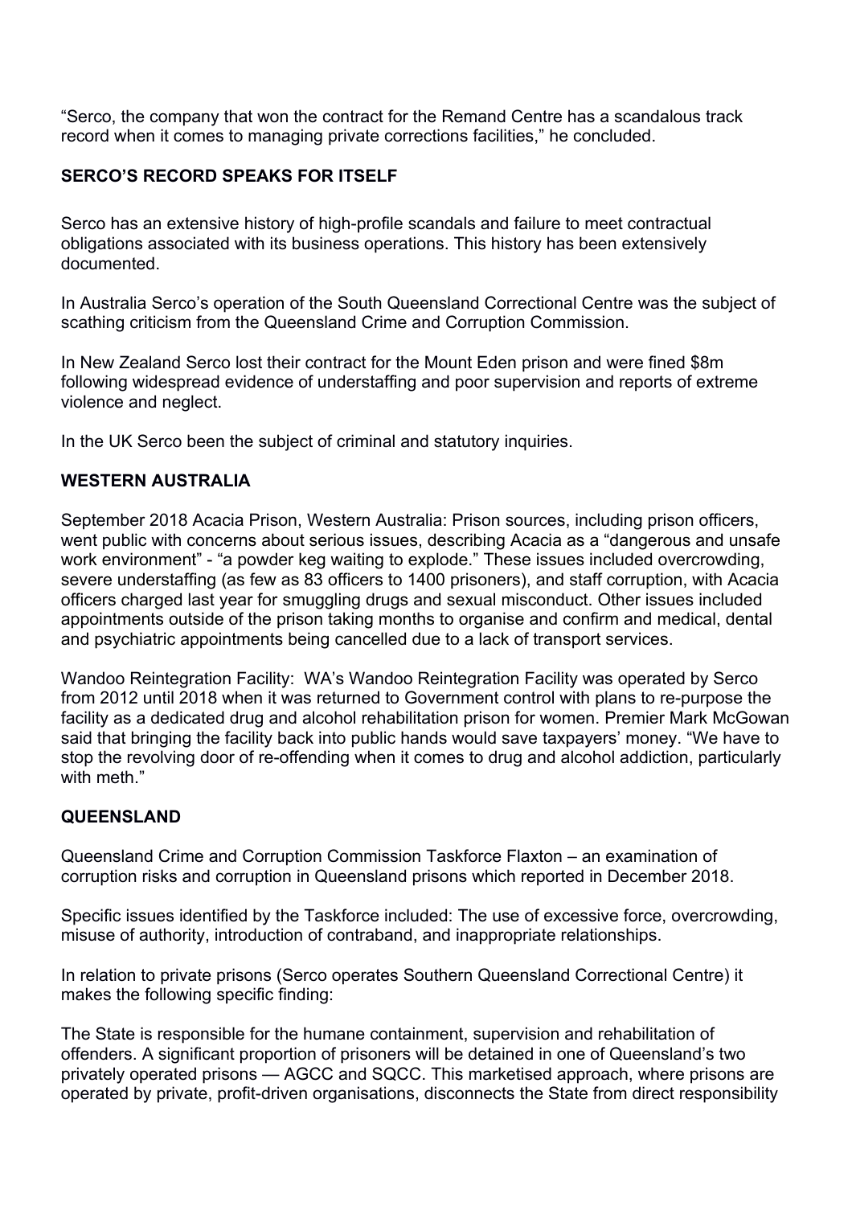"Serco, the company that won the contract for the Remand Centre has a scandalous track record when it comes to managing private corrections facilities," he concluded.

## SERCO'S RECORD SPEAKS FOR ITSELF

Serco has an extensive history of high-profile scandals and failure to meet contractual obligations associated with its business operations. This history has been extensively documented.

In Australia Serco's operation of the South Queensland Correctional Centre was the subject of scathing criticism from the Queensland Crime and Corruption Commission.

In New Zealand Serco lost their contract for the Mount Eden prison and were fined $8m following widespread evidence of understaffing and poor supervision and reports of extreme violence and neglect.

In the UK Serco been the subject of criminal and statutory inquiries.

## WESTERN AUSTRALIA

September 2018 Acacia Prison, Western Australia: Prison sources, including prison officers, went public with concerns about serious issues, describing Acacia as a "dangerous and unsafe work environment" - "a powder keg waiting to explode." These issues included overcrowding, severe understaffing (as few as 83 officers to 1400 prisoners), and staff corruption, with Acacia officers charged last year for smuggling drugs and sexual misconduct. Other issues included appointments outside of the prison taking months to organise and confirm and medical, dental and psychiatric appointments being cancelled due to a lack of transport services.

Wandoo Reintegration Facility: WA's Wandoo Reintegration Facility was operated by Serco from 2012 until 2018 when it was returned to Government control with plans to re-purpose the facility as a dedicated drug and alcohol rehabilitation prison for women. Premier Mark McGowan said that bringing the facility back into public hands would save taxpayers' money. "We have to stop the revolving door of re-offending when it comes to drug and alcohol addiction, particularly with meth."

## QUEENSLAND

Queensland Crime and Corruption Commission Taskforce Flaxton – an examination of corruption risks and corruption in Queensland prisons which reported in December 2018.

Specific issues identified by the Taskforce included: The use of excessive force, overcrowding, misuse of authority, introduction of contraband, and inappropriate relationships.

In relation to private prisons (Serco operates Southern Queensland Correctional Centre) it makes the following specific finding:

The State is responsible for the humane containment, supervision and rehabilitation of offenders. A significant proportion of prisoners will be detained in one of Queensland's two privately operated prisons — AGCC and SQCC. This marketised approach, where prisons are operated by private, profit-driven organisations, disconnects the State from direct responsibility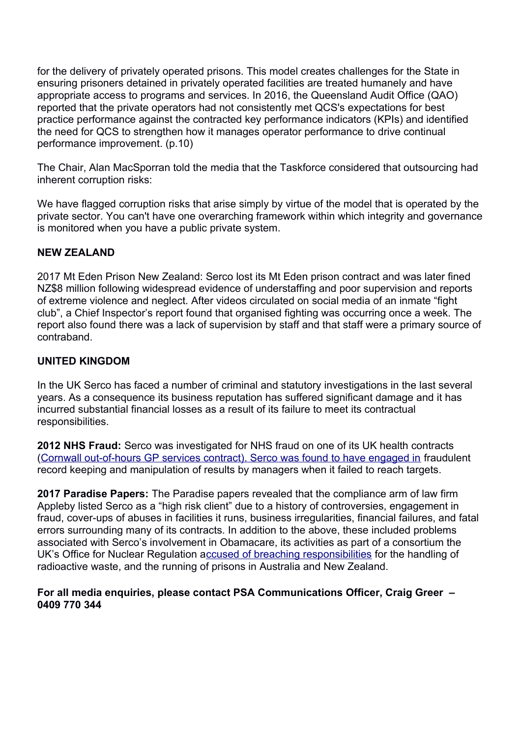for the delivery of privately operated prisons. This model creates challenges for the State in ensuring prisoners detained in privately operated facilities are treated humanely and have appropriate access to programs and services. In 2016, the Queensland Audit Office (QAO) reported that the private operators had not consistently met QCS's expectations for best practice performance against the contracted key performance indicators (KPIs) and identified the need for QCS to strengthen how it manages operator performance to drive continual performance improvement. (p.10)

The Chair, Alan MacSporran told the media that the Taskforce considered that outsourcing had inherent corruption risks:

We have flagged corruption risks that arise simply by virtue of the model that is operated by the private sector. You can't have one overarching framework within which integrity and governance is monitored when you have a public private system.

**NEW ZEALAND**

2017 Mt Eden Prison New Zealand: Serco lost its Mt Eden prison contract and was later fined NZ$8 million following widespread evidence of understaffing and poor supervision and reports of extreme violence and neglect. After videos circulated on social media of an inmate "fight club", a Chief Inspector's report found that organised fighting was occurring once a week. The report also found there was a lack of supervision by staff and that staff were a primary source of contraband.

**UNITED KINGDOM**

In the UK Serco has faced a number of criminal and statutory investigations in the last several years. As a consequence its business reputation has suffered significant damage and it has incurred substantial financial losses as a result of its failure to meet its contractual responsibilities.

**2012 NHS Fraud:** Serco was investigated for NHS fraud on one of its UK health contracts (Cornwall out-of-hours GP services contract). Serco was found to have engaged in fraudulent record keeping and manipulation of results by managers when it failed to reach targets.

**2017 Paradise Papers:** The Paradise papers revealed that the compliance arm of law firm Appleby listed Serco as a "high risk client" due to a history of controversies, engagement in fraud, cover-ups of abuses in facilities it runs, business irregularities, financial failures, and fatal errors surrounding many of its contracts. In addition to the above, these included problems associated with Serco's involvement in Obamacare, its activities as part of a consortium the UK's Office for Nuclear Regulation accused of breaching responsibilities for the handling of radioactive waste, and the running of prisons in Australia and New Zealand.

**For all media enquiries, please contact PSA Communications Officer, Craig Greer – 0409 770 344**